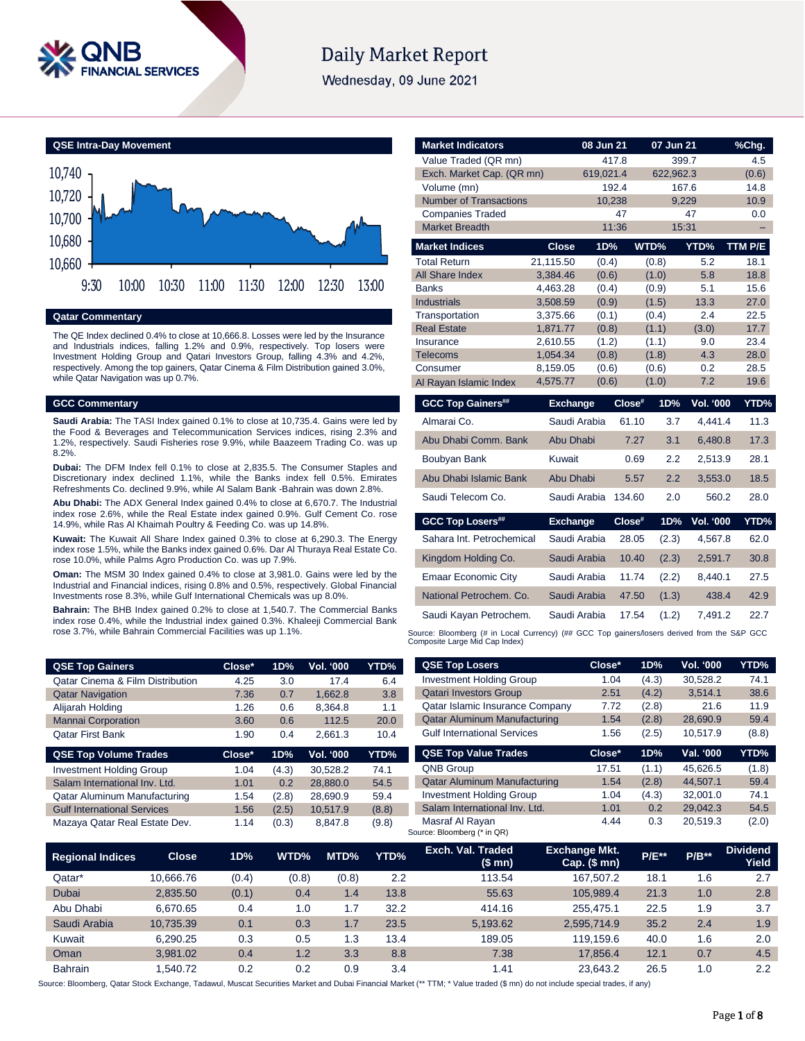# Daily Market Report

Wednesday, 09 June 2021

## QSE Intra-Day Movement

10,740
10,720
10,700
10,680
10,660

9:30 10:00 10:30 11:00 11:30 12:00 12:30 13:00

## Qatar Commentary

The QE Index declined 0.4% to close at 10,666.8. Losses were led by the Insurance and Industrials indices, falling 1.2% and 0.9%, respectively. Top losers were Investment Holding Group and Qatari Investors Group, falling 4.3% and 4.2%, respectively. Among the top gainers, Qatar Cinema & Film Distribution gained 3.0%, while Qatar Navigation was up 0.7%.

## GCC Commentary

**Saudi Arabia:** The TASI Index gained 0.1% to close at 10,735.4. Gains were led by the Food & Beverages and Telecommunication Services indices, rising 2.3% and 1.2%, respectively. Saudi Fisheries rose 9.9%, while Baazeem Trading Co. was up 8.2%.

**Dubai:** The DFM Index fell 0.1% to close at 2,835.5. The Consumer Staples and Discretionary index declined 1.1%, while the Banks index fell 0.5%. Emirates Refreshments Co. declined 9.9%, while Al Salam Bank -Bahrain was down 2.8%.

**Abu Dhabi:** The ADX General Index gained 0.4% to close at 6,670.7. The Industrial index rose 2.6%, while the Real Estate index gained 0.9%. Gulf Cement Co. rose 14.9%, while Ras Al Khaimah Poultry & Feeding Co. was up 14.8%.

**Kuwait:** The Kuwait All Share Index gained 0.3% to close at 6,290.3. The Energy index rose 1.5%, while the Banks index gained 0.6%. Dar Al Thuraya Real Estate Co. rose 10.0%, while Palms Agro Production Co. was up 7.9%.

**Oman:** The MSM 30 Index gained 0.4% to close at 3,981.0. Gains were led by the Industrial and Financial indices, rising 0.8% and 0.5%, respectively. Global Financial Investments rose 8.3%, while Gulf International Chemicals was up 8.0%.

**Bahrain:** The BHB Index gained 0.2% to close at 1,540.7. The Commercial Banks index rose 0.4%, while the Industrial index gained 0.3%. Khaleeji Commercial Bank rose 3.7%, while Bahrain Commercial Facilities was up 1.1%.

| Market Indicators | 08 Jun 21 | 07 Jun 21 | %Chg. |
|---|---|---|---|
| Value Traded (QR mn) | 417.8 | 399.7 | 4.5 |
| Exch. Market Cap. (QR mn) | 619,021.4 | 622,962.3 | (0.6) |
| Volume (mn) | 192.4 | 167.6 | 14.8 |
| Number of Transactions | 10,238 | 9,229 | 10.9 |
| Companies Traded | 47 | 47 | 0.0 |
| Market Breadth | 11:36 | 15:31 | – |

| Market Indices | Close | 1D% | WTD% | YTD% | TTM P/E |
|---|---|---|---|---|---|
| Total Return | 21,115.50 | (0.4) | (0.8) | 5.2 | 18.1 |
| All Share Index | 3,384.46 | (0.6) | (1.0) | 5.8 | 18.8 |
| Banks | 4,463.28 | (0.4) | (0.9) | 5.1 | 15.6 |
| Industrials | 3,508.59 | (0.9) | (1.5) | 13.3 | 27.0 |
| Transportation | 3,375.66 | (0.1) | (0.4) | 2.4 | 22.5 |
| Real Estate | 1,871.77 | (0.8) | (1.1) | (3.0) | 17.7 |
| Insurance | 2,610.55 | (1.2) | (1.1) | 9.0 | 23.4 |
| Telecoms | 1,054.34 | (0.8) | (1.8) | 4.3 | 28.0 |
| Consumer | 8,159.05 | (0.6) | (0.6) | 0.2 | 28.5 |
| Al Rayan Islamic Index | 4,575.77 | (0.6) | (1.0) | 7.2 | 19.6 |

| GCC Top Gainers## | Exchange | Close# | 1D% | Vol. '000 | YTD% |
|---|---|---|---|---|---|
| Almarai Co. | Saudi Arabia | 61.10 | 3.7 | 4,441.4 | 11.3 |
| Abu Dhabi Comm. Bank | Abu Dhabi | 7.27 | 3.1 | 6,480.8 | 17.3 |
| Boubyan Bank | Kuwait | 0.69 | 2.2 | 2,513.9 | 28.1 |
| Abu Dhabi Islamic Bank | Abu Dhabi | 5.57 | 2.2 | 3,553.0 | 18.5 |
| Saudi Telecom Co. | Saudi Arabia | 134.60 | 2.0 | 560.2 | 28.0 |

| GCC Top Losers## | Exchange | Close# | 1D% | Vol. '000 | YTD% |
|---|---|---|---|---|---|
| Sahara Int. Petrochemical | Saudi Arabia | 28.05 | (2.3) | 4,567.8 | 62.0 |
| Kingdom Holding Co. | Saudi Arabia | 10.40 | (2.3) | 2,591.7 | 30.8 |
| Emaar Economic City | Saudi Arabia | 11.74 | (2.2) | 8,440.1 | 27.5 |
| National Petrochem. Co. | Saudi Arabia | 47.50 | (1.3) | 438.4 | 42.9 |
| Saudi Kayan Petrochem. | Saudi Arabia | 17.54 | (1.2) | 7,491.2 | 22.7 |

Source: Bloomberg (# in Local Currency) (## GCC Top gainers/losers derived from the S&P GCC Composite Large Mid Cap Index)

| QSE Top Gainers | Close* | 1D% | Vol. '000 | YTD% |
|---|---|---|---|---|
| Qatar Cinema & Film Distribution | 4.25 | 3.0 | 17.4 | 6.4 |
| Qatar Navigation | 7.36 | 0.7 | 1,662.8 | 3.8 |
| Alijarah Holding | 1.26 | 0.6 | 8,364.8 | 1.1 |
| Mannai Corporation | 3.60 | 0.6 | 112.5 | 20.0 |
| Qatar First Bank | 1.90 | 0.4 | 2,661.3 | 10.4 |

| QSE Top Volume Trades | Close* | 1D% | Vol. '000 | YTD% |
|---|---|---|---|---|
| Investment Holding Group | 1.04 | (4.3) | 30,528.2 | 74.1 |
| Salam International Inv. Ltd. | 1.01 | 0.2 | 28,880.0 | 54.5 |
| Qatar Aluminum Manufacturing | 1.54 | (2.8) | 28,690.9 | 59.4 |
| Gulf International Services | 1.56 | (2.5) | 10,517.9 | (8.8) |
| Mazaya Qatar Real Estate Dev. | 1.14 | (0.3) | 8,847.8 | (9.8) |

| QSE Top Losers | Close* | 1D% | Vol. '000 | YTD% |
|---|---|---|---|---|
| Investment Holding Group | 1.04 | (4.3) | 30,528.2 | 74.1 |
| Qatari Investors Group | 2.51 | (4.2) | 3,514.1 | 38.6 |
| Qatar Islamic Insurance Company | 7.72 | (2.8) | 21.6 | 11.9 |
| Qatar Aluminum Manufacturing | 1.54 | (2.8) | 28,690.9 | 59.4 |
| Gulf International Services | 1.56 | (2.5) | 10,517.9 | (8.8) |

| QSE Top Value Trades | Close* | 1D% | Val. '000 | YTD% |
|---|---|---|---|---|
| QNB Group | 17.51 | (1.1) | 45,626.5 | (1.8) |
| Qatar Aluminum Manufacturing | 1.54 | (2.8) | 44,507.1 | 59.4 |
| Investment Holding Group | 1.04 | (4.3) | 32,001.0 | 74.1 |
| Salam International Inv. Ltd. | 1.01 | 0.2 | 29,042.3 | 54.5 |
| Masraf Al Rayan | 4.44 | 0.3 | 20,519.3 | (2.0) |

Source: Bloomberg (* in QR)

| Regional Indices | Close | 1D% | WTD% | MTD% | YTD% | Exch. Val. Traded ($ mn) | Exchange Mkt. Cap. ($ mn) | P/E** | P/B** | Dividend Yield |
|---|---|---|---|---|---|---|---|---|---|---|
| Qatar* | 10,666.76 | (0.4) | (0.8) | (0.8) | 2.2 | 113.54 | 167,507.2 | 18.1 | 1.6 | 2.7 |
| Dubai | 2,835.50 | (0.1) | 0.4 | 1.4 | 13.8 | 55.63 | 105,989.4 | 21.3 | 1.0 | 2.8 |
| Abu Dhabi | 6,670.65 | 0.4 | 1.0 | 1.7 | 32.2 | 414.16 | 255,475.1 | 22.5 | 1.9 | 3.7 |
| Saudi Arabia | 10,735.39 | 0.1 | 0.3 | 1.7 | 23.5 | 5,193.62 | 2,595,714.9 | 35.2 | 2.4 | 1.9 |
| Kuwait | 6,290.25 | 0.3 | 0.5 | 1.3 | 13.4 | 189.05 | 119,159.6 | 40.0 | 1.6 | 2.0 |
| Oman | 3,981.02 | 0.4 | 1.2 | 3.3 | 8.8 | 7.38 | 17,856.4 | 12.1 | 0.7 | 4.5 |
| Bahrain | 1,540.72 | 0.2 | 0.2 | 0.9 | 3.4 | 1.41 | 23,643.2 | 26.5 | 1.0 | 2.2 |

Source: Bloomberg, Qatar Stock Exchange, Tadawul, Muscat Securities Market and Dubai Financial Market (** TTM; * Value traded ($ mn) do not include special trades, if any)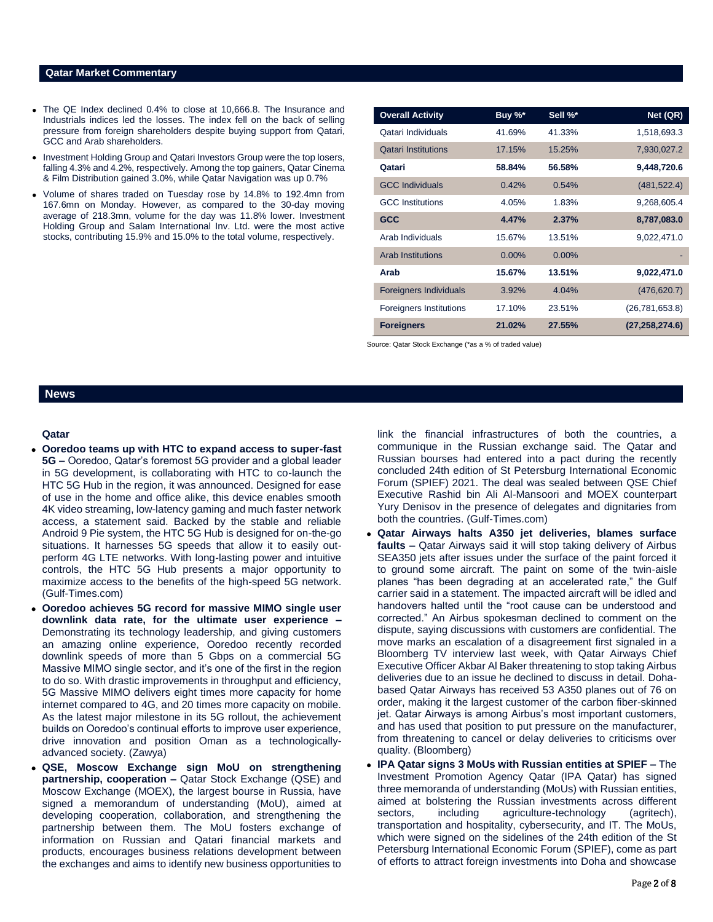## Qatar Market Commentary

- The QE Index declined 0.4% to close at 10,666.8. The Insurance and Industrials indices led the losses. The index fell on the back of selling pressure from foreign shareholders despite buying support from Qatari, GCC and Arab shareholders.
- Investment Holding Group and Qatari Investors Group were the top losers, falling 4.3% and 4.2%, respectively. Among the top gainers, Qatar Cinema & Film Distribution gained 3.0%, while Qatar Navigation was up 0.7%
- Volume of shares traded on Tuesday rose by 14.8% to 192.4mn from 167.6mn on Monday. However, as compared to the 30-day moving average of 218.3mn, volume for the day was 11.8% lower. Investment Holding Group and Salam International Inv. Ltd. were the most active stocks, contributing 15.9% and 15.0% to the total volume, respectively.

| Overall Activity | Buy %* | Sell %* | Net (QR) |
|---|---|---|---|
| Qatari Individuals | 41.69% | 41.33% | 1,518,693.3 |
| Qatari Institutions | 17.15% | 15.25% | 7,930,027.2 |
| **Qatari** | **58.84%** | **56.58%** | **9,448,720.6** |
| GCC Individuals | 0.42% | 0.54% | (481,522.4) |
| GCC Institutions | 4.05% | 1.83% | 9,268,605.4 |
| **GCC** | **4.47%** | **2.37%** | **8,787,083.0** |
| Arab Individuals | 15.67% | 13.51% | 9,022,471.0 |
| Arab Institutions | 0.00% | 0.00% | - |
| **Arab** | **15.67%** | **13.51%** | **9,022,471.0** |
| Foreigners Individuals | 3.92% | 4.04% | (476,620.7) |
| Foreigners Institutions | 17.10% | 23.51% | (26,781,653.8) |
| **Foreigners** | **21.02%** | **27.55%** | **(27,258,274.6)** |

Source: Qatar Stock Exchange (*as a % of traded value)

## News

### Qatar

- **Ooredoo teams up with HTC to expand access to super-fast 5G –** Ooredoo, Qatar's foremost 5G provider and a global leader in 5G development, is collaborating with HTC to co-launch the HTC 5G Hub in the region, it was announced. Designed for ease of use in the home and office alike, this device enables smooth 4K video streaming, low-latency gaming and much faster network access, a statement said. Backed by the stable and reliable Android 9 Pie system, the HTC 5G Hub is designed for on-the-go situations. It harnesses 5G speeds that allow it to easily outperform 4G LTE networks. With long-lasting power and intuitive controls, the HTC 5G Hub presents a major opportunity to maximize access to the benefits of the high-speed 5G network. (Gulf-Times.com)
- **Ooredoo achieves 5G record for massive MIMO single user downlink data rate, for the ultimate user experience –** Demonstrating its technology leadership, and giving customers an amazing online experience, Ooredoo recently recorded downlink speeds of more than 5 Gbps on a commercial 5G Massive MIMO single sector, and it's one of the first in the region to do so. With drastic improvements in throughput and efficiency, 5G Massive MIMO delivers eight times more capacity for home internet compared to 4G, and 20 times more capacity on mobile. As the latest major milestone in its 5G rollout, the achievement builds on Ooredoo's continual efforts to improve user experience, drive innovation and position Oman as a technologically-advanced society. (Zawya)
- **QSE, Moscow Exchange sign MoU on strengthening partnership, cooperation –** Qatar Stock Exchange (QSE) and Moscow Exchange (MOEX), the largest bourse in Russia, have signed a memorandum of understanding (MoU), aimed at developing cooperation, collaboration, and strengthening the partnership between them. The MoU fosters exchange of information on Russian and Qatari financial markets and products, encourages business relations development between the exchanges and aims to identify new business opportunities to link the financial infrastructures of both the countries, a communique in the Russian exchange said. The Qatar and Russian bourses had entered into a pact during the recently concluded 24th edition of St Petersburg International Economic Forum (SPIEF) 2021. The deal was sealed between QSE Chief Executive Rashid bin Ali Al-Mansoori and MOEX counterpart Yury Denisov in the presence of delegates and dignitaries from both the countries. (Gulf-Times.com)
- **Qatar Airways halts A350 jet deliveries, blames surface faults –** Qatar Airways said it will stop taking delivery of Airbus SEA350 jets after issues under the surface of the paint forced it to ground some aircraft. The paint on some of the twin-aisle planes "has been degrading at an accelerated rate," the Gulf carrier said in a statement. The impacted aircraft will be idled and handovers halted until the "root cause can be understood and corrected." An Airbus spokesman declined to comment on the dispute, saying discussions with customers are confidential. The move marks an escalation of a disagreement first signaled in a Bloomberg TV interview last week, with Qatar Airways Chief Executive Officer Akbar Al Baker threatening to stop taking Airbus deliveries due to an issue he declined to discuss in detail. Doha-based Qatar Airways has received 53 A350 planes out of 76 on order, making it the largest customer of the carbon fiber-skinned jet. Qatar Airways is among Airbus's most important customers, and has used that position to put pressure on the manufacturer, from threatening to cancel or delay deliveries to criticisms over quality. (Bloomberg)
- **IPA Qatar signs 3 MoUs with Russian entities at SPIEF –** The Investment Promotion Agency Qatar (IPA Qatar) has signed three memoranda of understanding (MoUs) with Russian entities, aimed at bolstering the Russian investments across different sectors, including agriculture-technology (agritech), transportation and hospitality, cybersecurity, and IT. The MoUs, which were signed on the sidelines of the 24th edition of the St Petersburg International Economic Forum (SPIEF), come as part of efforts to attract foreign investments into Doha and showcase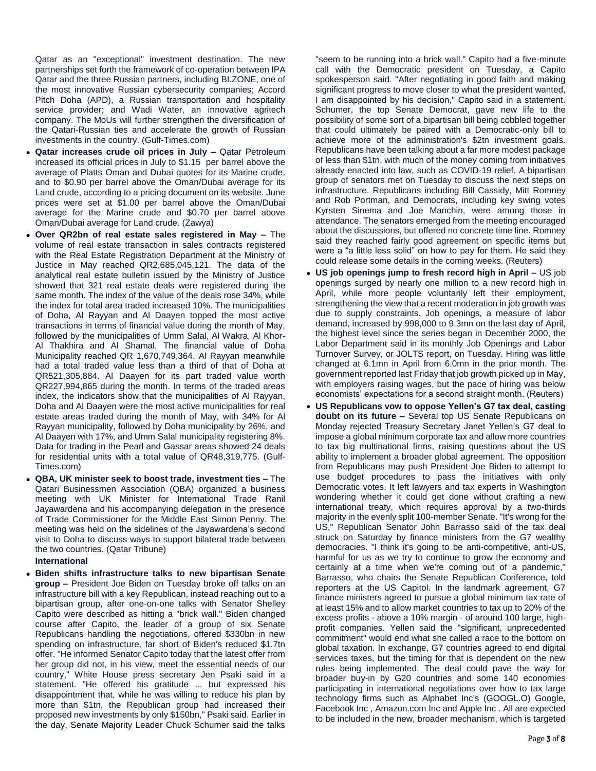Qatar as an "exceptional" investment destination. The new partnerships set forth the framework of co-operation between IPA Qatar and the three Russian partners, including BI.ZONE, one of the most innovative Russian cybersecurity companies; Accord Pitch Doha (APD), a Russian transportation and hospitality service provider; and Wadi Water, an innovative agritech company. The MoUs will further strengthen the diversification of the Qatari-Russian ties and accelerate the growth of Russian investments in the country. (Gulf-Times.com)

- **Qatar increases crude oil prices in July –** Qatar Petroleum increased its official prices in July to $1.15 per barrel above the average of Platts Oman and Dubai quotes for its Marine crude, and to $0.90 per barrel above the Oman/Dubai average for its Land crude, according to a pricing document on its website. June prices were set at $1.00 per barrel above the Oman/Dubai average for the Marine crude and $0.70 per barrel above Oman/Dubai average for Land crude. (Zawya)
- **Over QR2bn of real estate sales registered in May –** The volume of real estate transaction in sales contracts registered with the Real Estate Registration Department at the Ministry of Justice in May reached QR2,685,045,121. The data of the analytical real estate bulletin issued by the Ministry of Justice showed that 321 real estate deals were registered during the same month. The index of the value of the deals rose 34%, while the index for total area traded increased 10%. The municipalities of Doha, Al Rayyan and Al Daayen topped the most active transactions in terms of financial value during the month of May, followed by the municipalities of Umm Salal, Al Wakra, Al Khor-Al Thakhira and Al Shamal. The financial value of Doha Municipality reached QR 1,670,749,364. Al Rayyan meanwhile had a total traded value less than a third of that of Doha at QR521,305,884. Al Daayen for its part traded value worth QR227,994,865 during the month. In terms of the traded areas index, the indicators show that the municipalities of Al Rayyan, Doha and Al Daayen were the most active municipalities for real estate areas traded during the month of May, with 34% for Al Rayyan municipality, followed by Doha municipality by 26%, and Al Daayen with 17%, and Umm Salal municipality registering 8%. Data for trading in the Pearl and Gassar areas showed 24 deals for residential units with a total value of QR48,319,775. (Gulf-Times.com)
- **QBA, UK minister seek to boost trade, investment ties –** The Qatari Businessmen Association (QBA) organized a business meeting with UK Minister for International Trade Ranil Jayawardena and his accompanying delegation in the presence of Trade Commissioner for the Middle East Simon Penny. The meeting was held on the sidelines of the Jayawardena's second visit to Doha to discuss ways to support bilateral trade between the two countries. (Qatar Tribune)

**International**

- **Biden shifts infrastructure talks to new bipartisan Senate group –** President Joe Biden on Tuesday broke off talks on an infrastructure bill with a key Republican, instead reaching out to a bipartisan group, after one-on-one talks with Senator Shelley Capito were described as hitting a "brick wall." Biden changed course after Capito, the leader of a group of six Senate Republicans handling the negotiations, offered $330bn in new spending on infrastructure, far short of Biden's reduced $1.7tn offer. "He informed Senator Capito today that the latest offer from her group did not, in his view, meet the essential needs of our country," White House press secretary Jen Psaki said in a statement. "He offered his gratitude ... but expressed his disappointment that, while he was willing to reduce his plan by more than $1tn, the Republican group had increased their proposed new investments by only $150bn," Psaki said. Earlier in the day, Senate Majority Leader Chuck Schumer said the talks "seem to be running into a brick wall." Capito had a five-minute call with the Democratic president on Tuesday, a Capito spokesperson said. "After negotiating in good faith and making significant progress to move closer to what the president wanted, I am disappointed by his decision," Capito said in a statement. Schumer, the top Senate Democrat, gave new life to the possibility of some sort of a bipartisan bill being cobbled together that could ultimately be paired with a Democratic-only bill to achieve more of the administration's $2tn investment goals. Republicans have been talking about a far more modest package of less than $1tn, with much of the money coming from initiatives already enacted into law, such as COVID-19 relief. A bipartisan group of senators met on Tuesday to discuss the next steps on infrastructure. Republicans including Bill Cassidy, Mitt Romney and Rob Portman, and Democrats, including key swing votes Kyrsten Sinema and Joe Manchin, were among those in attendance. The senators emerged from the meeting encouraged about the discussions, but offered no concrete time line. Romney said they reached fairly good agreement on specific items but were a "a little less solid" on how to pay for them. He said they could release some details in the coming weeks. (Reuters)
- **US job openings jump to fresh record high in April –** US job openings surged by nearly one million to a new record high in April, while more people voluntarily left their employment, strengthening the view that a recent moderation in job growth was due to supply constraints. Job openings, a measure of labor demand, increased by 998,000 to 9.3mn on the last day of April, the highest level since the series began in December 2000, the Labor Department said in its monthly Job Openings and Labor Turnover Survey, or JOLTS report, on Tuesday. Hiring was little changed at 6.1mn in April from 6.0mn in the prior month. The government reported last Friday that job growth picked up in May, with employers raising wages, but the pace of hiring was below economists' expectations for a second straight month. (Reuters)
- **US Republicans vow to oppose Yellen's G7 tax deal, casting doubt on its future –** Several top US Senate Republicans on Monday rejected Treasury Secretary Janet Yellen's G7 deal to impose a global minimum corporate tax and allow more countries to tax big multinational firms, raising questions about the US ability to implement a broader global agreement. The opposition from Republicans may push President Joe Biden to attempt to use budget procedures to pass the initiatives with only Democratic votes. It left lawyers and tax experts in Washington wondering whether it could get done without crafting a new international treaty, which requires approval by a two-thirds majority in the evenly split 100-member Senate. "It's wrong for the US," Republican Senator John Barrasso said of the tax deal struck on Saturday by finance ministers from the G7 wealthy democracies. "I think it's going to be anti-competitive, anti-US, harmful for us as we try to continue to grow the economy and certainly at a time when we're coming out of a pandemic," Barrasso, who chairs the Senate Republican Conference, told reporters at the US Capitol. In the landmark agreement, G7 finance ministers agreed to pursue a global minimum tax rate of at least 15% and to allow market countries to tax up to 20% of the excess profits - above a 10% margin - of around 100 large, high-profit companies. Yellen said the "significant, unprecedented commitment" would end what she called a race to the bottom on global taxation. In exchange, G7 countries agreed to end digital services taxes, but the timing for that is dependent on the new rules being implemented. The deal could pave the way for broader buy-in by G20 countries and some 140 economies participating in international negotiations over how to tax large technology firms such as Alphabet Inc's (GOOGL.O) Google, Facebook Inc , Amazon.com Inc and Apple Inc . All are expected to be included in the new, broader mechanism, which is targeted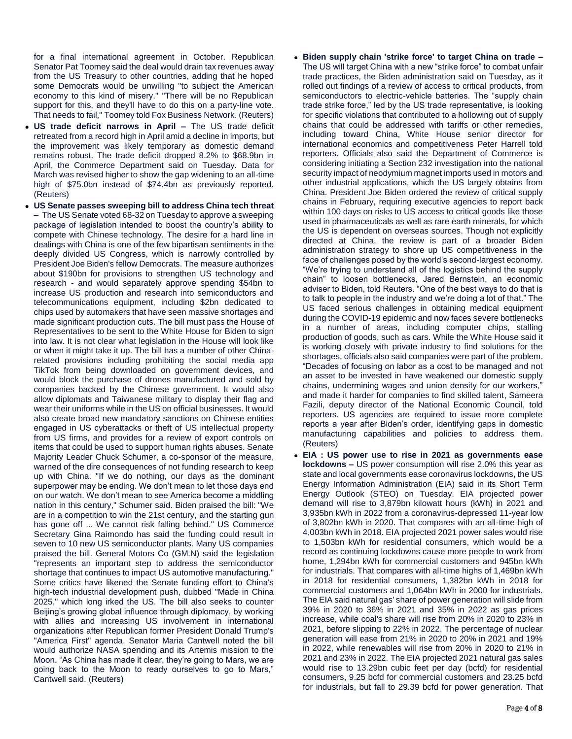for a final international agreement in October. Republican Senator Pat Toomey said the deal would drain tax revenues away from the US Treasury to other countries, adding that he hoped some Democrats would be unwilling "to subject the American economy to this kind of misery." "There will be no Republican support for this, and they'll have to do this on a party-line vote. That needs to fail," Toomey told Fox Business Network. (Reuters)

- **US trade deficit narrows in April –** The US trade deficit retreated from a record high in April amid a decline in imports, but the improvement was likely temporary as domestic demand remains robust. The trade deficit dropped 8.2% to $68.9bn in April, the Commerce Department said on Tuesday. Data for March was revised higher to show the gap widening to an all-time high of $75.0bn instead of $74.4bn as previously reported. (Reuters)
- **US Senate passes sweeping bill to address China tech threat –** The US Senate voted 68-32 on Tuesday to approve a sweeping package of legislation intended to boost the country's ability to compete with Chinese technology. The desire for a hard line in dealings with China is one of the few bipartisan sentiments in the deeply divided US Congress, which is narrowly controlled by President Joe Biden's fellow Democrats. The measure authorizes about $190bn for provisions to strengthen US technology and research - and would separately approve spending $54bn to increase US production and research into semiconductors and telecommunications equipment, including $2bn dedicated to chips used by automakers that have seen massive shortages and made significant production cuts. The bill must pass the House of Representatives to be sent to the White House for Biden to sign into law. It is not clear what legislation in the House will look like or when it might take it up. The bill has a number of other China-related provisions including prohibiting the social media app TikTok from being downloaded on government devices, and would block the purchase of drones manufactured and sold by companies backed by the Chinese government. It would also allow diplomats and Taiwanese military to display their flag and wear their uniforms while in the US on official businesses. It would also create broad new mandatory sanctions on Chinese entities engaged in US cyberattacks or theft of US intellectual property from US firms, and provides for a review of export controls on items that could be used to support human rights abuses. Senate Majority Leader Chuck Schumer, a co-sponsor of the measure, warned of the dire consequences of not funding research to keep up with China. "If we do nothing, our days as the dominant superpower may be ending. We don't mean to let those days end on our watch. We don't mean to see America become a middling nation in this century," Schumer said. Biden praised the bill: "We are in a competition to win the 21st century, and the starting gun has gone off ... We cannot risk falling behind." US Commerce Secretary Gina Raimondo has said the funding could result in seven to 10 new US semiconductor plants. Many US companies praised the bill. General Motors Co (GM.N) said the legislation "represents an important step to address the semiconductor shortage that continues to impact US automotive manufacturing." Some critics have likened the Senate funding effort to China's high-tech industrial development push, dubbed "Made in China 2025," which long irked the US. The bill also seeks to counter Beijing's growing global influence through diplomacy, by working with allies and increasing US involvement in international organizations after Republican former President Donald Trump's "America First" agenda. Senator Maria Cantwell noted the bill would authorize NASA spending and its Artemis mission to the Moon. "As China has made it clear, they're going to Mars, we are going back to the Moon to ready ourselves to go to Mars," Cantwell said. (Reuters)
- **Biden supply chain 'strike force' to target China on trade –** The US will target China with a new "strike force" to combat unfair trade practices, the Biden administration said on Tuesday, as it rolled out findings of a review of access to critical products, from semiconductors to electric-vehicle batteries. The "supply chain trade strike force," led by the US trade representative, is looking for specific violations that contributed to a hollowing out of supply chains that could be addressed with tariffs or other remedies, including toward China, White House senior director for international economics and competitiveness Peter Harrell told reporters. Officials also said the Department of Commerce is considering initiating a Section 232 investigation into the national security impact of neodymium magnet imports used in motors and other industrial applications, which the US largely obtains from China. President Joe Biden ordered the review of critical supply chains in February, requiring executive agencies to report back within 100 days on risks to US access to critical goods like those used in pharmaceuticals as well as rare earth minerals, for which the US is dependent on overseas sources. Though not explicitly directed at China, the review is part of a broader Biden administration strategy to shore up US competitiveness in the face of challenges posed by the world's second-largest economy. "We're trying to understand all of the logistics behind the supply chain" to loosen bottlenecks, Jared Bernstein, an economic adviser to Biden, told Reuters. "One of the best ways to do that is to talk to people in the industry and we're doing a lot of that." The US faced serious challenges in obtaining medical equipment during the COVID-19 epidemic and now faces severe bottlenecks in a number of areas, including computer chips, stalling production of goods, such as cars. While the White House said it is working closely with private industry to find solutions for the shortages, officials also said companies were part of the problem. "Decades of focusing on labor as a cost to be managed and not an asset to be invested in have weakened our domestic supply chains, undermining wages and union density for our workers," and made it harder for companies to find skilled talent, Sameera Fazili, deputy director of the National Economic Council, told reporters. US agencies are required to issue more complete reports a year after Biden's order, identifying gaps in domestic manufacturing capabilities and policies to address them. (Reuters)
- **EIA : US power use to rise in 2021 as governments ease lockdowns –** US power consumption will rise 2.0% this year as state and local governments ease coronavirus lockdowns, the US Energy Information Administration (EIA) said in its Short Term Energy Outlook (STEO) on Tuesday. EIA projected power demand will rise to 3,879bn kilowatt hours (kWh) in 2021 and 3,935bn kWh in 2022 from a coronavirus-depressed 11-year low of 3,802bn kWh in 2020. That compares with an all-time high of 4,003bn kWh in 2018. EIA projected 2021 power sales would rise to 1,503bn kWh for residential consumers, which would be a record as continuing lockdowns cause more people to work from home, 1,294bn kWh for commercial customers and 945bn kWh for industrials. That compares with all-time highs of 1,469bn kWh in 2018 for residential consumers, 1,382bn kWh in 2018 for commercial customers and 1,064bn kWh in 2000 for industrials. The EIA said natural gas' share of power generation will slide from 39% in 2020 to 36% in 2021 and 35% in 2022 as gas prices increase, while coal's share will rise from 20% in 2020 to 23% in 2021, before slipping to 22% in 2022. The percentage of nuclear generation will ease from 21% in 2020 to 20% in 2021 and 19% in 2022, while renewables will rise from 20% in 2020 to 21% in 2021 and 23% in 2022. The EIA projected 2021 natural gas sales would rise to 13.29bn cubic feet per day (bcfd) for residential consumers, 9.25 bcfd for commercial customers and 23.25 bcfd for industrials, but fall to 29.39 bcfd for power generation. That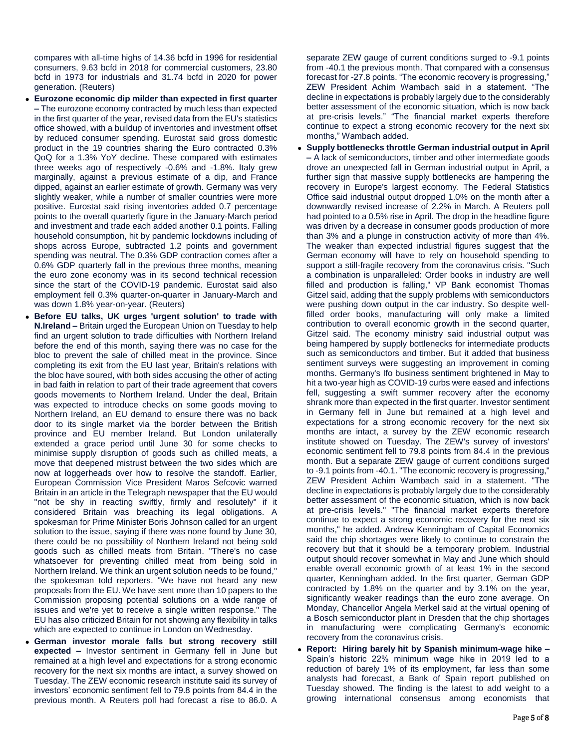compares with all-time highs of 14.36 bcfd in 1996 for residential consumers, 9.63 bcfd in 2018 for commercial customers, 23.80 bcfd in 1973 for industrials and 31.74 bcfd in 2020 for power generation. (Reuters)

- **Eurozone economic dip milder than expected in first quarter –** The eurozone economy contracted by much less than expected in the first quarter of the year, revised data from the EU's statistics office showed, with a buildup of inventories and investment offset by reduced consumer spending. Eurostat said gross domestic product in the 19 countries sharing the Euro contracted 0.3% QoQ for a 1.3% YoY decline. These compared with estimates three weeks ago of respectively -0.6% and -1.8%. Italy grew marginally, against a previous estimate of a dip, and France dipped, against an earlier estimate of growth. Germany was very slightly weaker, while a number of smaller countries were more positive. Eurostat said rising inventories added 0.7 percentage points to the overall quarterly figure in the January-March period and investment and trade each added another 0.1 points. Falling household consumption, hit by pandemic lockdowns including of shops across Europe, subtracted 1.2 points and government spending was neutral. The 0.3% GDP contraction comes after a 0.6% GDP quarterly fall in the previous three months, meaning the euro zone economy was in its second technical recession since the start of the COVID-19 pandemic. Eurostat said also employment fell 0.3% quarter-on-quarter in January-March and was down 1.8% year-on-year. (Reuters)
- **Before EU talks, UK urges 'urgent solution' to trade with N.Ireland –** Britain urged the European Union on Tuesday to help find an urgent solution to trade difficulties with Northern Ireland before the end of this month, saying there was no case for the bloc to prevent the sale of chilled meat in the province. Since completing its exit from the EU last year, Britain's relations with the bloc have soured, with both sides accusing the other of acting in bad faith in relation to part of their trade agreement that covers goods movements to Northern Ireland. Under the deal, Britain was expected to introduce checks on some goods moving to Northern Ireland, an EU demand to ensure there was no back door to its single market via the border between the British province and EU member Ireland. But London unilaterally extended a grace period until June 30 for some checks to minimise supply disruption of goods such as chilled meats, a move that deepened mistrust between the two sides which are now at loggerheads over how to resolve the standoff. Earlier, European Commission Vice President Maros Sefcovic warned Britain in an article in the Telegraph newspaper that the EU would "not be shy in reacting swiftly, firmly and resolutely" if it considered Britain was breaching its legal obligations. A spokesman for Prime Minister Boris Johnson called for an urgent solution to the issue, saying if there was none found by June 30, there could be no possibility of Northern Ireland not being sold goods such as chilled meats from Britain. "There's no case whatsoever for preventing chilled meat from being sold in Northern Ireland. We think an urgent solution needs to be found," the spokesman told reporters. "We have not heard any new proposals from the EU. We have sent more than 10 papers to the Commission proposing potential solutions on a wide range of issues and we're yet to receive a single written response." The EU has also criticized Britain for not showing any flexibility in talks which are expected to continue in London on Wednesday.
- **German investor morale falls but strong recovery still expected –** Investor sentiment in Germany fell in June but remained at a high level and expectations for a strong economic recovery for the next six months are intact, a survey showed on Tuesday. The ZEW economic research institute said its survey of investors' economic sentiment fell to 79.8 points from 84.4 in the previous month. A Reuters poll had forecast a rise to 86.0. A separate ZEW gauge of current conditions surged to -9.1 points from -40.1 the previous month. That compared with a consensus forecast for -27.8 points. "The economic recovery is progressing," ZEW President Achim Wambach said in a statement. "The decline in expectations is probably largely due to the considerably better assessment of the economic situation, which is now back at pre-crisis levels." "The financial market experts therefore continue to expect a strong economic recovery for the next six months," Wambach added.
- **Supply bottlenecks throttle German industrial output in April –** A lack of semiconductors, timber and other intermediate goods drove an unexpected fall in German industrial output in April, a further sign that massive supply bottlenecks are hampering the recovery in Europe's largest economy. The Federal Statistics Office said industrial output dropped 1.0% on the month after a downwardly revised increase of 2.2% in March. A Reuters poll had pointed to a 0.5% rise in April. The drop in the headline figure was driven by a decrease in consumer goods production of more than 3% and a plunge in construction activity of more than 4%. The weaker than expected industrial figures suggest that the German economy will have to rely on household spending to support a still-fragile recovery from the coronavirus crisis. "Such a combination is unparalleled: Order books in industry are well filled and production is falling," VP Bank economist Thomas Gitzel said, adding that the supply problems with semiconductors were pushing down output in the car industry. So despite well-filled order books, manufacturing will only make a limited contribution to overall economic growth in the second quarter, Gitzel said. The economy ministry said industrial output was being hampered by supply bottlenecks for intermediate products such as semiconductors and timber. But it added that business sentiment surveys were suggesting an improvement in coming months. Germany's Ifo business sentiment brightened in May to hit a two-year high as COVID-19 curbs were eased and infections fell, suggesting a swift summer recovery after the economy shrank more than expected in the first quarter. Investor sentiment in Germany fell in June but remained at a high level and expectations for a strong economic recovery for the next six months are intact, a survey by the ZEW economic research institute showed on Tuesday. The ZEW's survey of investors' economic sentiment fell to 79.8 points from 84.4 in the previous month. But a separate ZEW gauge of current conditions surged to -9.1 points from -40.1. "The economic recovery is progressing," ZEW President Achim Wambach said in a statement. "The decline in expectations is probably largely due to the considerably better assessment of the economic situation, which is now back at pre-crisis levels." "The financial market experts therefore continue to expect a strong economic recovery for the next six months," he added. Andrew Kenningham of Capital Economics said the chip shortages were likely to continue to constrain the recovery but that it should be a temporary problem. Industrial output should recover somewhat in May and June which should enable overall economic growth of at least 1% in the second quarter, Kenningham added. In the first quarter, German GDP contracted by 1.8% on the quarter and by 3.1% on the year, significantly weaker readings than the euro zone average. On Monday, Chancellor Angela Merkel said at the virtual opening of a Bosch semiconductor plant in Dresden that the chip shortages in manufacturing were complicating Germany's economic recovery from the coronavirus crisis.
- **Report: Hiring barely hit by Spanish minimum-wage hike –** Spain's historic 22% minimum wage hike in 2019 led to a reduction of barely 1% of its employment, far less than some analysts had forecast, a Bank of Spain report published on Tuesday showed. The finding is the latest to add weight to a growing international consensus among economists that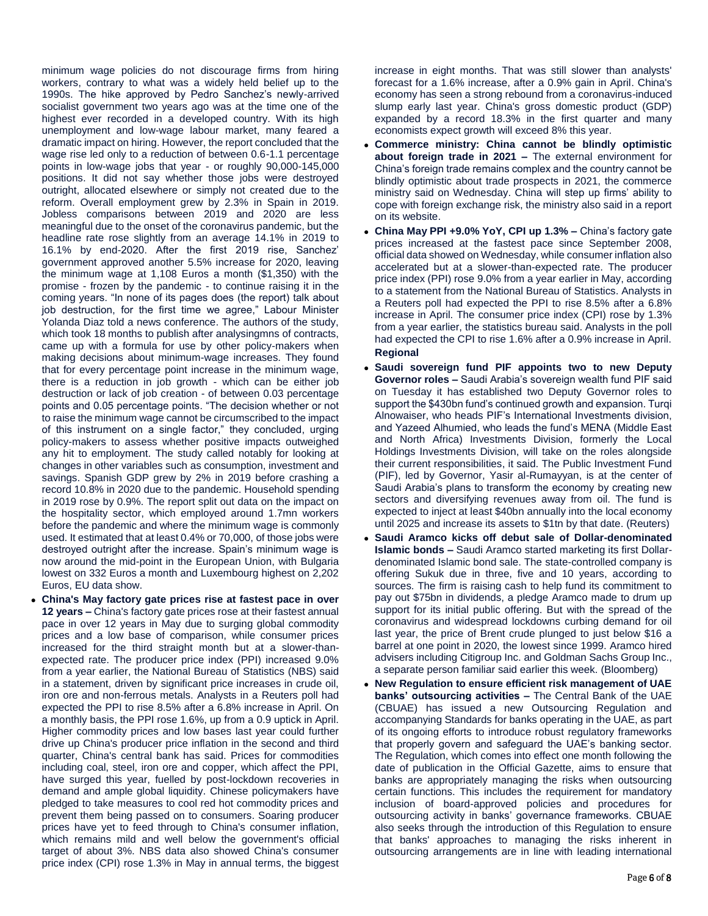minimum wage policies do not discourage firms from hiring workers, contrary to what was a widely held belief up to the 1990s. The hike approved by Pedro Sanchez's newly-arrived socialist government two years ago was at the time one of the highest ever recorded in a developed country. With its high unemployment and low-wage labour market, many feared a dramatic impact on hiring. However, the report concluded that the wage rise led only to a reduction of between 0.6-1.1 percentage points in low-wage jobs that year - or roughly 90,000-145,000 positions. It did not say whether those jobs were destroyed outright, allocated elsewhere or simply not created due to the reform. Overall employment grew by 2.3% in Spain in 2019. Jobless comparisons between 2019 and 2020 are less meaningful due to the onset of the coronavirus pandemic, but the headline rate rose slightly from an average 14.1% in 2019 to 16.1% by end-2020. After the first 2019 rise, Sanchez' government approved another 5.5% increase for 2020, leaving the minimum wage at 1,108 Euros a month ($1,350) with the promise - frozen by the pandemic - to continue raising it in the coming years. "In none of its pages does (the report) talk about job destruction, for the first time we agree," Labour Minister Yolanda Diaz told a news conference. The authors of the study, which took 18 months to publish after analysingmns of contracts, came up with a formula for use by other policy-makers when making decisions about minimum-wage increases. They found that for every percentage point increase in the minimum wage, there is a reduction in job growth - which can be either job destruction or lack of job creation - of between 0.03 percentage points and 0.05 percentage points. "The decision whether or not to raise the minimum wage cannot be circumscribed to the impact of this instrument on a single factor," they concluded, urging policy-makers to assess whether positive impacts outweighed any hit to employment. The study called notably for looking at changes in other variables such as consumption, investment and savings. Spanish GDP grew by 2% in 2019 before crashing a record 10.8% in 2020 due to the pandemic. Household spending in 2019 rose by 0.9%. The report split out data on the impact on the hospitality sector, which employed around 1.7mn workers before the pandemic and where the minimum wage is commonly used. It estimated that at least 0.4% or 70,000, of those jobs were destroyed outright after the increase. Spain's minimum wage is now around the mid-point in the European Union, with Bulgaria lowest on 332 Euros a month and Luxembourg highest on 2,202 Euros, EU data show.

- **China's May factory gate prices rise at fastest pace in over 12 years –** China's factory gate prices rose at their fastest annual pace in over 12 years in May due to surging global commodity prices and a low base of comparison, while consumer prices increased for the third straight month but at a slower-than-expected rate. The producer price index (PPI) increased 9.0% from a year earlier, the National Bureau of Statistics (NBS) said in a statement, driven by significant price increases in crude oil, iron ore and non-ferrous metals. Analysts in a Reuters poll had expected the PPI to rise 8.5% after a 6.8% increase in April. On a monthly basis, the PPI rose 1.6%, up from a 0.9 uptick in April. Higher commodity prices and low bases last year could further drive up China's producer price inflation in the second and third quarter, China's central bank has said. Prices for commodities including coal, steel, iron ore and copper, which affect the PPI, have surged this year, fuelled by post-lockdown recoveries in demand and ample global liquidity. Chinese policymakers have pledged to take measures to cool red hot commodity prices and prevent them being passed on to consumers. Soaring producer prices have yet to feed through to China's consumer inflation, which remains mild and well below the government's official target of about 3%. NBS data also showed China's consumer price index (CPI) rose 1.3% in May in annual terms, the biggest increase in eight months. That was still slower than analysts' forecast for a 1.6% increase, after a 0.9% gain in April. China's economy has seen a strong rebound from a coronavirus-induced slump early last year. China's gross domestic product (GDP) expanded by a record 18.3% in the first quarter and many economists expect growth will exceed 8% this year.
- **Commerce ministry: China cannot be blindly optimistic about foreign trade in 2021 –** The external environment for China's foreign trade remains complex and the country cannot be blindly optimistic about trade prospects in 2021, the commerce ministry said on Wednesday. China will step up firms' ability to cope with foreign exchange risk, the ministry also said in a report on its website.
- **China May PPI +9.0% YoY, CPI up 1.3% –** China's factory gate prices increased at the fastest pace since September 2008, official data showed on Wednesday, while consumer inflation also accelerated but at a slower-than-expected rate. The producer price index (PPI) rose 9.0% from a year earlier in May, according to a statement from the National Bureau of Statistics. Analysts in a Reuters poll had expected the PPI to rise 8.5% after a 6.8% increase in April. The consumer price index (CPI) rose by 1.3% from a year earlier, the statistics bureau said. Analysts in the poll had expected the CPI to rise 1.6% after a 0.9% increase in April.

**Regional**

- **Saudi sovereign fund PIF appoints two to new Deputy Governor roles –** Saudi Arabia's sovereign wealth fund PIF said on Tuesday it has established two Deputy Governor roles to support the $430bn fund's continued growth and expansion. Turqi Alnowaiser, who heads PIF's International Investments division, and Yazeed Alhumied, who leads the fund's MENA (Middle East and North Africa) Investments Division, formerly the Local Holdings Investments Division, will take on the roles alongside their current responsibilities, it said. The Public Investment Fund (PIF), led by Governor, Yasir al-Rumayyan, is at the center of Saudi Arabia's plans to transform the economy by creating new sectors and diversifying revenues away from oil. The fund is expected to inject at least $40bn annually into the local economy until 2025 and increase its assets to $1tn by that date. (Reuters)
- **Saudi Aramco kicks off debut sale of Dollar-denominated Islamic bonds –** Saudi Aramco started marketing its first Dollar-denominated Islamic bond sale. The state-controlled company is offering Sukuk due in three, five and 10 years, according to sources. The firm is raising cash to help fund its commitment to pay out $75bn in dividends, a pledge Aramco made to drum up support for its initial public offering. But with the spread of the coronavirus and widespread lockdowns curbing demand for oil last year, the price of Brent crude plunged to just below $16 a barrel at one point in 2020, the lowest since 1999. Aramco hired advisers including Citigroup Inc. and Goldman Sachs Group Inc., a separate person familiar said earlier this week. (Bloomberg)
- **New Regulation to ensure efficient risk management of UAE banks' outsourcing activities –** The Central Bank of the UAE (CBUAE) has issued a new Outsourcing Regulation and accompanying Standards for banks operating in the UAE, as part of its ongoing efforts to introduce robust regulatory frameworks that properly govern and safeguard the UAE's banking sector. The Regulation, which comes into effect one month following the date of publication in the Official Gazette, aims to ensure that banks are appropriately managing the risks when outsourcing certain functions. This includes the requirement for mandatory inclusion of board-approved policies and procedures for outsourcing activity in banks' governance frameworks. CBUAE also seeks through the introduction of this Regulation to ensure that banks' approaches to managing the risks inherent in outsourcing arrangements are in line with leading international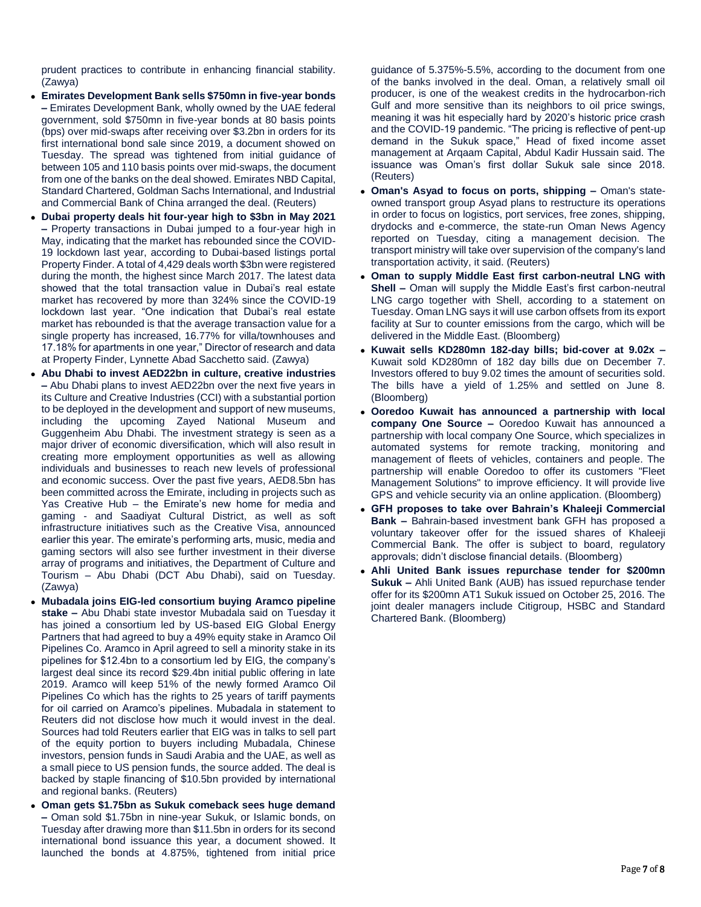prudent practices to contribute in enhancing financial stability. (Zawya)

- **Emirates Development Bank sells $750mn in five-year bonds –** Emirates Development Bank, wholly owned by the UAE federal government, sold $750mn in five-year bonds at 80 basis points (bps) over mid-swaps after receiving over $3.2bn in orders for its first international bond sale since 2019, a document showed on Tuesday. The spread was tightened from initial guidance of between 105 and 110 basis points over mid-swaps, the document from one of the banks on the deal showed. Emirates NBD Capital, Standard Chartered, Goldman Sachs International, and Industrial and Commercial Bank of China arranged the deal. (Reuters)
- **Dubai property deals hit four-year high to $3bn in May 2021 –** Property transactions in Dubai jumped to a four-year high in May, indicating that the market has rebounded since the COVID-19 lockdown last year, according to Dubai-based listings portal Property Finder. A total of 4,429 deals worth $3bn were registered during the month, the highest since March 2017. The latest data showed that the total transaction value in Dubai's real estate market has recovered by more than 324% since the COVID-19 lockdown last year. "One indication that Dubai's real estate market has rebounded is that the average transaction value for a single property has increased, 16.77% for villa/townhouses and 17.18% for apartments in one year," Director of research and data at Property Finder, Lynnette Abad Sacchetto said. (Zawya)
- **Abu Dhabi to invest AED22bn in culture, creative industries –** Abu Dhabi plans to invest AED22bn over the next five years in its Culture and Creative Industries (CCI) with a substantial portion to be deployed in the development and support of new museums, including the upcoming Zayed National Museum and Guggenheim Abu Dhabi. The investment strategy is seen as a major driver of economic diversification, which will also result in creating more employment opportunities as well as allowing individuals and businesses to reach new levels of professional and economic success. Over the past five years, AED8.5bn has been committed across the Emirate, including in projects such as Yas Creative Hub – the Emirate's new home for media and gaming - and Saadiyat Cultural District, as well as soft infrastructure initiatives such as the Creative Visa, announced earlier this year. The emirate's performing arts, music, media and gaming sectors will also see further investment in their diverse array of programs and initiatives, the Department of Culture and Tourism – Abu Dhabi (DCT Abu Dhabi), said on Tuesday. (Zawya)
- **Mubadala joins EIG-led consortium buying Aramco pipeline stake –** Abu Dhabi state investor Mubadala said on Tuesday it has joined a consortium led by US-based EIG Global Energy Partners that had agreed to buy a 49% equity stake in Aramco Oil Pipelines Co. Aramco in April agreed to sell a minority stake in its pipelines for $12.4bn to a consortium led by EIG, the company's largest deal since its record $29.4bn initial public offering in late 2019. Aramco will keep 51% of the newly formed Aramco Oil Pipelines Co which has the rights to 25 years of tariff payments for oil carried on Aramco's pipelines. Mubadala in statement to Reuters did not disclose how much it would invest in the deal. Sources had told Reuters earlier that EIG was in talks to sell part of the equity portion to buyers including Mubadala, Chinese investors, pension funds in Saudi Arabia and the UAE, as well as a small piece to US pension funds, the source added. The deal is backed by staple financing of $10.5bn provided by international and regional banks. (Reuters)
- **Oman gets $1.75bn as Sukuk comeback sees huge demand –** Oman sold $1.75bn in nine-year Sukuk, or Islamic bonds, on Tuesday after drawing more than $11.5bn in orders for its second international bond issuance this year, a document showed. It launched the bonds at 4.875%, tightened from initial price guidance of 5.375%-5.5%, according to the document from one of the banks involved in the deal. Oman, a relatively small oil producer, is one of the weakest credits in the hydrocarbon-rich Gulf and more sensitive than its neighbors to oil price swings, meaning it was hit especially hard by 2020's historic price crash and the COVID-19 pandemic. "The pricing is reflective of pent-up demand in the Sukuk space," Head of fixed income asset management at Arqaam Capital, Abdul Kadir Hussain said. The issuance was Oman's first dollar Sukuk sale since 2018. (Reuters)
- **Oman's Asyad to focus on ports, shipping –** Oman's state-owned transport group Asyad plans to restructure its operations in order to focus on logistics, port services, free zones, shipping, drydocks and e-commerce, the state-run Oman News Agency reported on Tuesday, citing a management decision. The transport ministry will take over supervision of the company's land transportation activity, it said. (Reuters)
- **Oman to supply Middle East first carbon-neutral LNG with Shell –** Oman will supply the Middle East's first carbon-neutral LNG cargo together with Shell, according to a statement on Tuesday. Oman LNG says it will use carbon offsets from its export facility at Sur to counter emissions from the cargo, which will be delivered in the Middle East. (Bloomberg)
- **Kuwait sells KD280mn 182-day bills; bid-cover at 9.02x –** Kuwait sold KD280mn of 182 day bills due on December 7. Investors offered to buy 9.02 times the amount of securities sold. The bills have a yield of 1.25% and settled on June 8. (Bloomberg)
- **Ooredoo Kuwait has announced a partnership with local company One Source –** Ooredoo Kuwait has announced a partnership with local company One Source, which specializes in automated systems for remote tracking, monitoring and management of fleets of vehicles, containers and people. The partnership will enable Ooredoo to offer its customers "Fleet Management Solutions" to improve efficiency. It will provide live GPS and vehicle security via an online application. (Bloomberg)
- **GFH proposes to take over Bahrain's Khaleeji Commercial Bank –** Bahrain-based investment bank GFH has proposed a voluntary takeover offer for the issued shares of Khaleeji Commercial Bank. The offer is subject to board, regulatory approvals; didn't disclose financial details. (Bloomberg)
- **Ahli United Bank issues repurchase tender for $200mn Sukuk –** Ahli United Bank (AUB) has issued repurchase tender offer for its $200mn AT1 Sukuk issued on October 25, 2016. The joint dealer managers include Citigroup, HSBC and Standard Chartered Bank. (Bloomberg)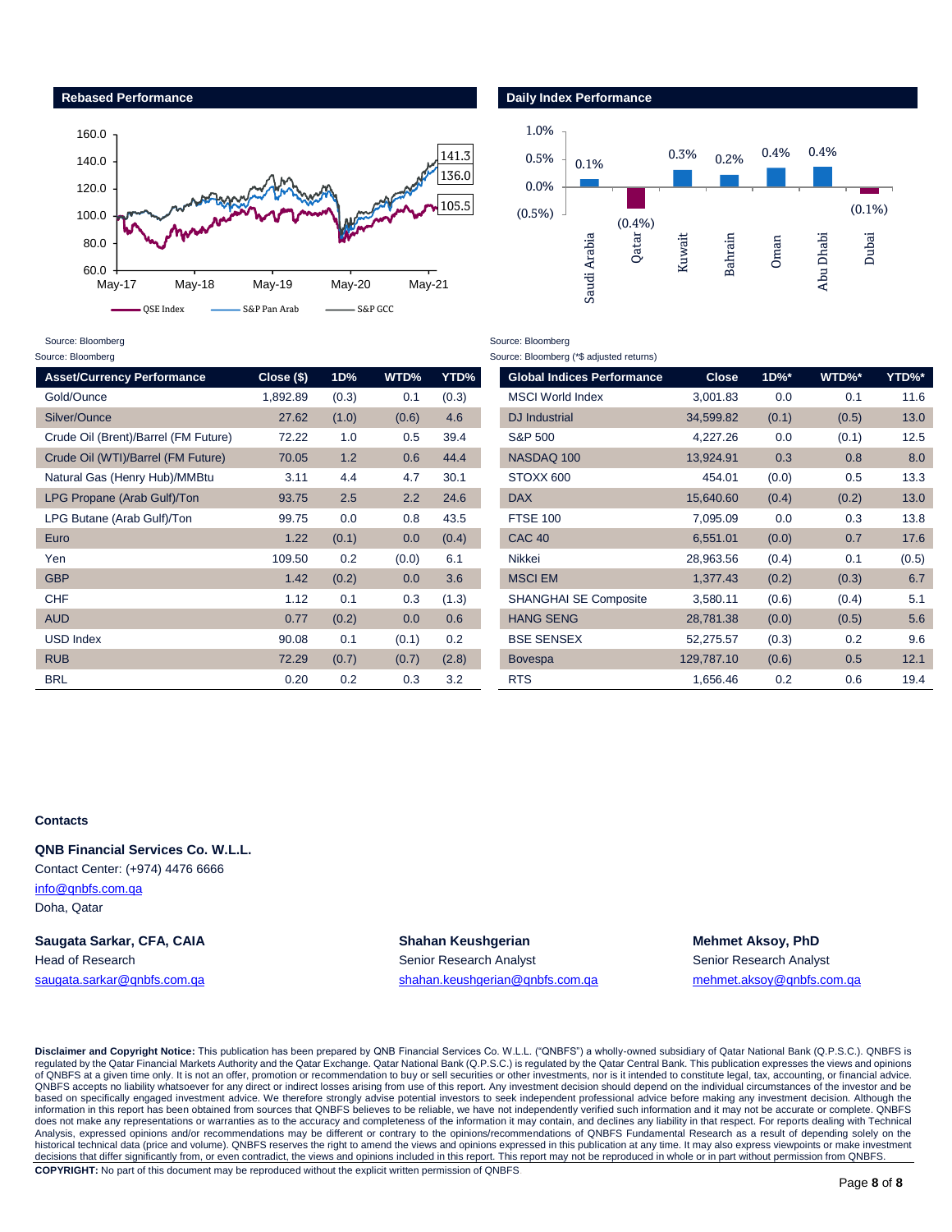### Rebased Performance

160.0
140.0
120.0
100.0
80.0
60.0
May-17
May-18
May-19
May-20
May-21
141.3
136.0
105.5
QSE Index
S&P Pan Arab
S&P GCC

Source: Bloomberg

### Daily Index Performance

1.0%
0.5%
0.0%
(0.5%)
0.1%
(0.4%)
0.3%
0.2%
0.4%
0.4%
(0.1%)
Saudi Arabia
Qatar
Kuwait
Bahrain
Oman
Abu Dhabi
Dubai

Source: Bloomberg

Source: Bloomberg

| Asset/Currency Performance | Close ($) | 1D% | WTD% | YTD% |
|---|---|---|---|---|
| Gold/Ounce | 1,892.89 | (0.3) | 0.1 | (0.3) |
| Silver/Ounce | 27.62 | (1.0) | (0.6) | 4.6 |
| Crude Oil (Brent)/Barrel (FM Future) | 72.22 | 1.0 | 0.5 | 39.4 |
| Crude Oil (WTI)/Barrel (FM Future) | 70.05 | 1.2 | 0.6 | 44.4 |
| Natural Gas (Henry Hub)/MMBtu | 3.11 | 4.4 | 4.7 | 30.1 |
| LPG Propane (Arab Gulf)/Ton | 93.75 | 2.5 | 2.2 | 24.6 |
| LPG Butane (Arab Gulf)/Ton | 99.75 | 0.0 | 0.8 | 43.5 |
| Euro | 1.22 | (0.1) | 0.0 | (0.4) |
| Yen | 109.50 | 0.2 | (0.0) | 6.1 |
| GBP | 1.42 | (0.2) | 0.0 | 3.6 |
| CHF | 1.12 | 0.1 | 0.3 | (1.3) |
| AUD | 0.77 | (0.2) | 0.0 | 0.6 |
| USD Index | 90.08 | 0.1 | (0.1) | 0.2 |
| RUB | 72.29 | (0.7) | (0.7) | (2.8) |
| BRL | 0.20 | 0.2 | 0.3 | 3.2 |

Source: Bloomberg (*$ adjusted returns)

| Global Indices Performance | Close | 1D%* | WTD%* | YTD%* |
|---|---|---|---|---|
| MSCI World Index | 3,001.83 | 0.0 | 0.1 | 11.6 |
| DJ Industrial | 34,599.82 | (0.1) | (0.5) | 13.0 |
| S&P 500 | 4,227.26 | 0.0 | (0.1) | 12.5 |
| NASDAQ 100 | 13,924.91 | 0.3 | 0.8 | 8.0 |
| STOXX 600 | 454.01 | (0.0) | 0.5 | 13.3 |
| DAX | 15,640.60 | (0.4) | (0.2) | 13.0 |
| FTSE 100 | 7,095.09 | 0.0 | 0.3 | 13.8 |
| CAC 40 | 6,551.01 | (0.0) | 0.7 | 17.6 |
| Nikkei | 28,963.56 | (0.4) | 0.1 | (0.5) |
| MSCI EM | 1,377.43 | (0.2) | (0.3) | 6.7 |
| SHANGHAI SE Composite | 3,580.11 | (0.6) | (0.4) | 5.1 |
| HANG SENG | 28,781.38 | (0.0) | (0.5) | 5.6 |
| BSE SENSEX | 52,275.57 | (0.3) | 0.2 | 9.6 |
| Bovespa | 129,787.10 | (0.6) | 0.5 | 12.1 |
| RTS | 1,656.46 | 0.2 | 0.6 | 19.4 |

**Contacts**

**QNB Financial Services Co. W.L.L.**
Contact Center: (+974) 4476 6666
info@qnbfs.com.qa
Doha, Qatar

**Saugata Sarkar, CFA, CAIA**
Head of Research
saugata.sarkar@qnbfs.com.qa

**Shahan Keushgerian**
Senior Research Analyst
shahan.keushgerian@qnbfs.com.qa

**Mehmet Aksoy, PhD**
Senior Research Analyst
mehmet.aksoy@qnbfs.com.qa

**Disclaimer and Copyright Notice:** This publication has been prepared by QNB Financial Services Co. W.L.L. ("QNBFS") a wholly-owned subsidiary of Qatar National Bank (Q.P.S.C.). QNBFS is regulated by the Qatar Financial Markets Authority and the Qatar Exchange. Qatar National Bank (Q.P.S.C.) is regulated by the Qatar Central Bank. This publication expresses the views and opinions of QNBFS at a given time only. It is not an offer, promotion or recommendation to buy or sell securities or other investments, nor is it intended to constitute legal, tax, accounting, or financial advice. QNBFS accepts no liability whatsoever for any direct or indirect losses arising from use of this report. Any investment decision should depend on the individual circumstances of the investor and be based on specifically engaged investment advice. We therefore strongly advise potential investors to seek independent professional advice before making any investment decision. Although the information in this report has been obtained from sources that QNBFS believes to be reliable, we have not independently verified such information and it may not be accurate or complete. QNBFS does not make any representations or warranties as to the accuracy and completeness of the information it may contain, and declines any liability in that respect. For reports dealing with Technical Analysis, expressed opinions and/or recommendations may be different or contrary to the opinions/recommendations of QNBFS Fundamental Research as a result of depending solely on the historical technical data (price and volume). QNBFS reserves the right to amend the views and opinions expressed in this publication at any time. It may also express viewpoints or make investment decisions that differ significantly from, or even contradict, the views and opinions included in this report. This report may not be reproduced in whole or in part without permission from QNBFS.

**COPYRIGHT:** No part of this document may be reproduced without the explicit written permission of QNBFS.